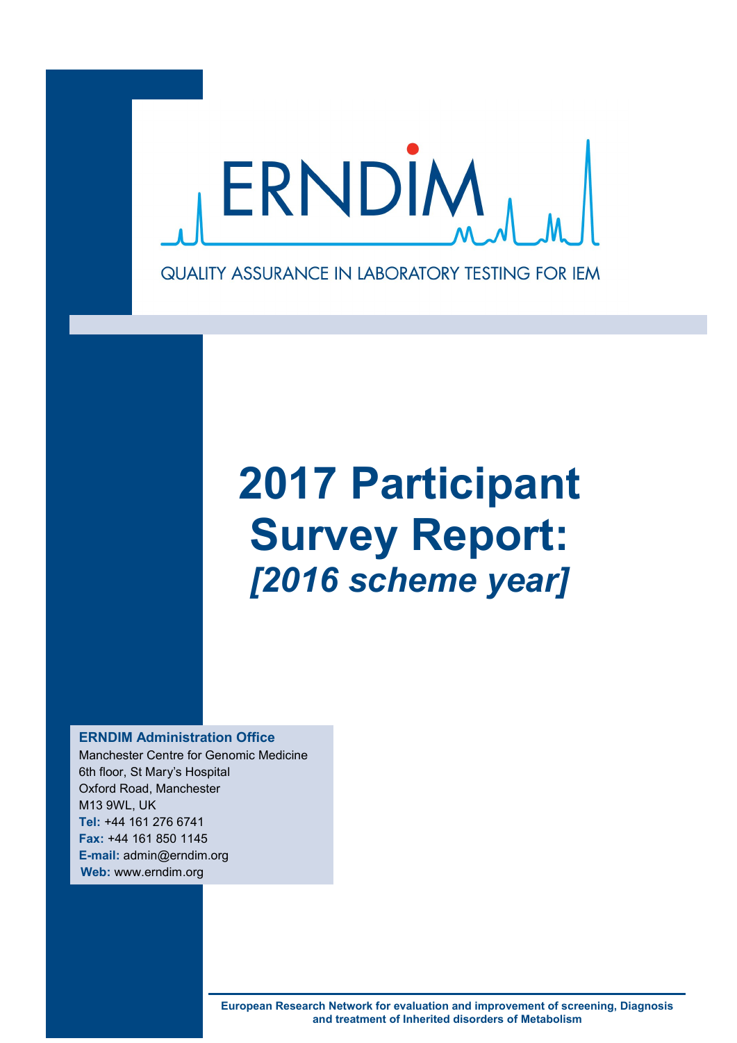# ERNDIM

QUALITY ASSURANCE IN LABORATORY TESTING FOR IEM

# 2017 Participant Survey Report:

## *[2016 scheme year]*

**ERNDIM Administration Office**
Manchester Centre for Genomic Medicine
6th floor, St Mary's Hospital
Oxford Road, Manchester
M13 9WL, UK
**Tel:** +44 161 276 6741
**Fax:** +44 161 850 1145
**E-mail:** admin@erndim.org
**Web:** www.erndim.org

**European Research Network for evaluation and improvement of screening, Diagnosis and treatment of Inherited disorders of Metabolism**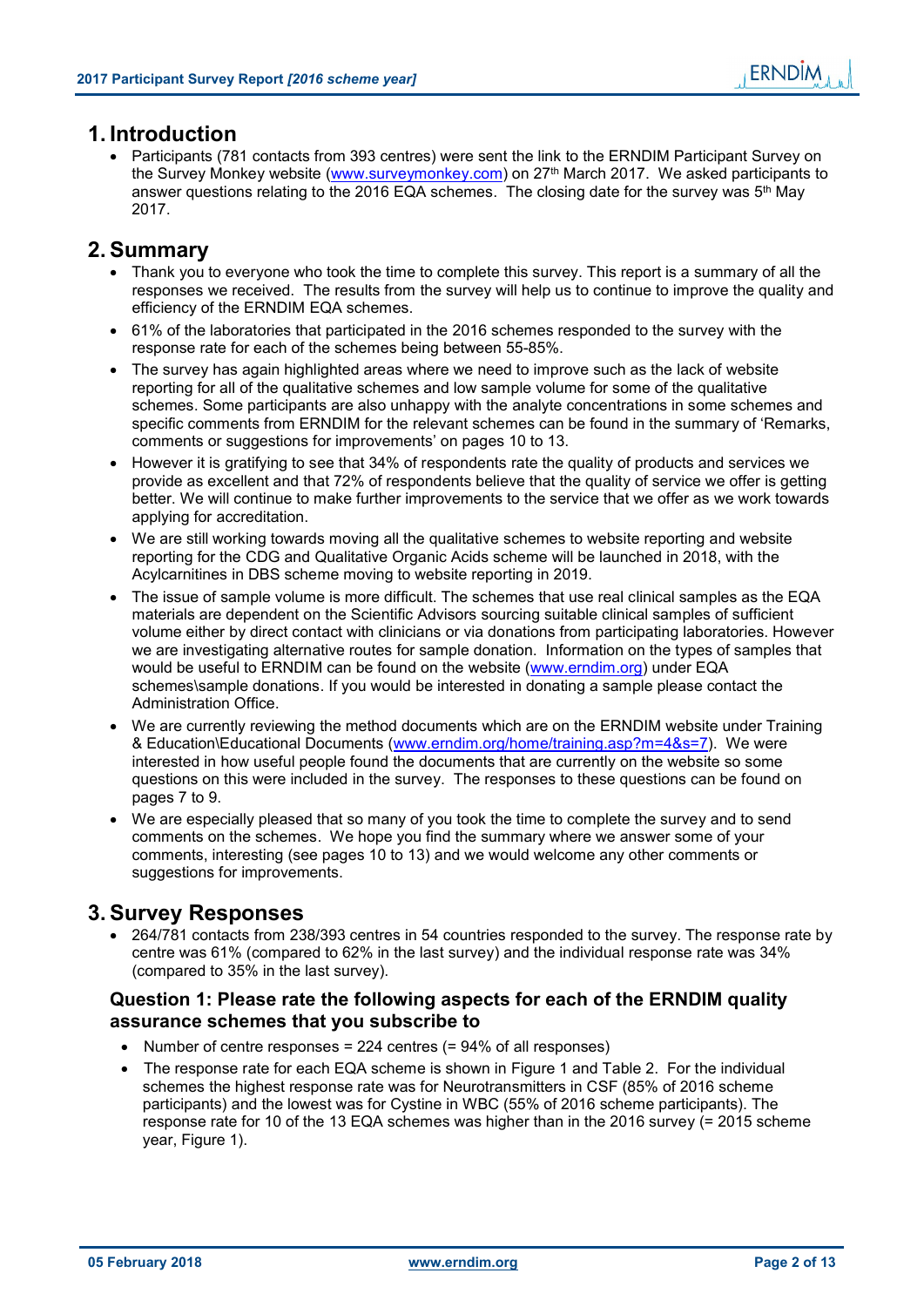# 1. Introduction

- Participants (781 contacts from 393 centres) were sent the link to the ERNDIM Participant Survey on the Survey Monkey website (www.surveymonkey.com) on 27th March 2017. We asked participants to answer questions relating to the 2016 EQA schemes. The closing date for the survey was 5th May 2017.

# 2. Summary

- Thank you to everyone who took the time to complete this survey. This report is a summary of all the responses we received. The results from the survey will help us to continue to improve the quality and efficiency of the ERNDIM EQA schemes.
- 61% of the laboratories that participated in the 2016 schemes responded to the survey with the response rate for each of the schemes being between 55-85%.
- The survey has again highlighted areas where we need to improve such as the lack of website reporting for all of the qualitative schemes and low sample volume for some of the qualitative schemes. Some participants are also unhappy with the analyte concentrations in some schemes and specific comments from ERNDIM for the relevant schemes can be found in the summary of 'Remarks, comments or suggestions for improvements' on pages 10 to 13.
- However it is gratifying to see that 34% of respondents rate the quality of products and services we provide as excellent and that 72% of respondents believe that the quality of service we offer is getting better. We will continue to make further improvements to the service that we offer as we work towards applying for accreditation.
- We are still working towards moving all the qualitative schemes to website reporting and website reporting for the CDG and Qualitative Organic Acids scheme will be launched in 2018, with the Acylcarnitines in DBS scheme moving to website reporting in 2019.
- The issue of sample volume is more difficult. The schemes that use real clinical samples as the EQA materials are dependent on the Scientific Advisors sourcing suitable clinical samples of sufficient volume either by direct contact with clinicians or via donations from participating laboratories. However we are investigating alternative routes for sample donation. Information on the types of samples that would be useful to ERNDIM can be found on the website (www.erndim.org) under EQA schemes\sample donations. If you would be interested in donating a sample please contact the Administration Office.
- We are currently reviewing the method documents which are on the ERNDIM website under Training & Education\Educational Documents (www.erndim.org/home/training.asp?m=4&s=7). We were interested in how useful people found the documents that are currently on the website so some questions on this were included in the survey. The responses to these questions can be found on pages 7 to 9.
- We are especially pleased that so many of you took the time to complete the survey and to send comments on the schemes. We hope you find the summary where we answer some of your comments, interesting (see pages 10 to 13) and we would welcome any other comments or suggestions for improvements.

# 3. Survey Responses

- 264/781 contacts from 238/393 centres in 54 countries responded to the survey. The response rate by centre was 61% (compared to 62% in the last survey) and the individual response rate was 34% (compared to 35% in the last survey).

### Question 1: Please rate the following aspects for each of the ERNDIM quality assurance schemes that you subscribe to

- Number of centre responses = 224 centres (= 94% of all responses)
- The response rate for each EQA scheme is shown in Figure 1 and Table 2. For the individual schemes the highest response rate was for Neurotransmitters in CSF (85% of 2016 scheme participants) and the lowest was for Cystine in WBC (55% of 2016 scheme participants). The response rate for 10 of the 13 EQA schemes was higher than in the 2016 survey (= 2015 scheme year, Figure 1).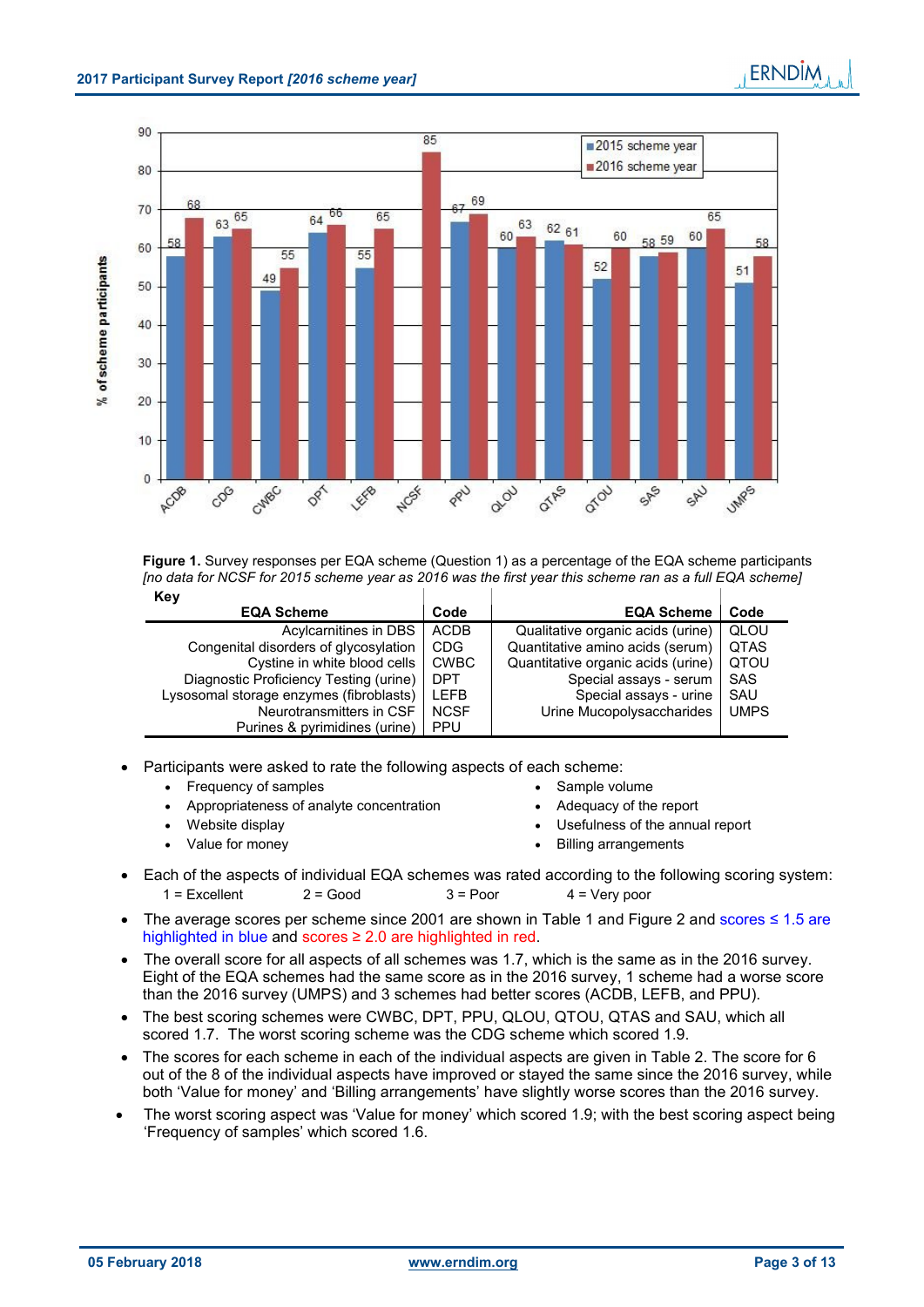**Figure 1.** Survey responses per EQA scheme (Question 1) as a percentage of the EQA scheme participants *[no data for NCSF for 2015 scheme year as 2016 was the first year this scheme ran as a full EQA scheme]*

**Key**

| EQA Scheme | Code | EQA Scheme | Code |
|---|---|---|---|
| Acylcarnitines in DBS | ACDB | Qualitative organic acids (urine) | QLOU |
| Congenital disorders of glycosylation | CDG | Quantitative amino acids (serum) | QTAS |
| Cystine in white blood cells | CWBC | Quantitative organic acids (urine) | QTOU |
| Diagnostic Proficiency Testing (urine) | DPT | Special assays - serum | SAS |
| Lysosomal storage enzymes (fibroblasts) | LEFB | Special assays - urine | SAU |
| Neurotransmitters in CSF | NCSF | Urine Mucopolysaccharides | UMPS |
| Purines & pyrimidines (urine) | PPU | | |

- Participants were asked to rate the following aspects of each scheme:
  - Frequency of samples
  - Appropriateness of analyte concentration
  - Website display
  - Value for money
  - Sample volume
  - Adequacy of the report
  - Usefulness of the annual report
  - Billing arrangements
- Each of the aspects of individual EQA schemes was rated according to the following scoring system:
  1 = Excellent  2 = Good  3 = Poor  4 = Very poor
- The average scores per scheme since 2001 are shown in Table 1 and Figure 2 and scores ≤ 1.5 are highlighted in blue and scores ≥ 2.0 are highlighted in red.
- The overall score for all aspects of all schemes was 1.7, which is the same as in the 2016 survey. Eight of the EQA schemes had the same score as in the 2016 survey, 1 scheme had a worse score than the 2016 survey (UMPS) and 3 schemes had better scores (ACDB, LEFB, and PPU).
- The best scoring schemes were CWBC, DPT, PPU, QLOU, QTOU, QTAS and SAU, which all scored 1.7. The worst scoring scheme was the CDG scheme which scored 1.9.
- The scores for each scheme in each of the individual aspects are given in Table 2. The score for 6 out of the 8 of the individual aspects have improved or stayed the same since the 2016 survey, while both 'Value for money' and 'Billing arrangements' have slightly worse scores than the 2016 survey.
- The worst scoring aspect was 'Value for money' which scored 1.9; with the best scoring aspect being 'Frequency of samples' which scored 1.6.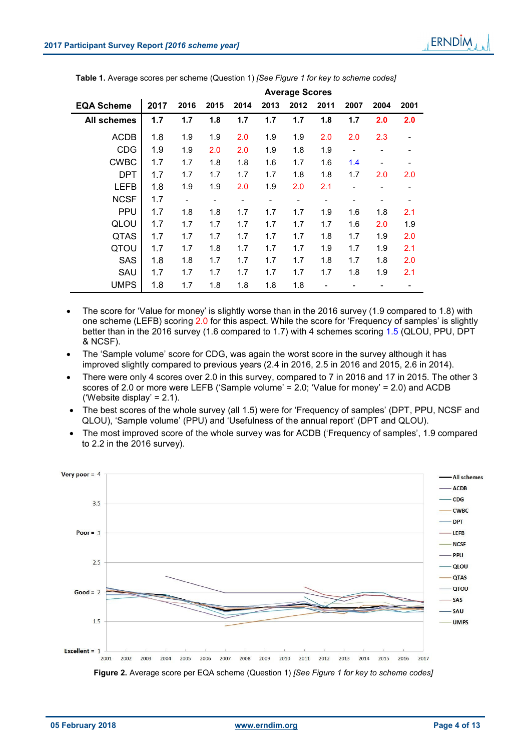**Table 1.** Average scores per scheme (Question 1) *[See Figure 1 for key to scheme codes]*

| EQA Scheme | Average Scores | | | | | | | | | |
|---|---|---|---|---|---|---|---|---|---|---|
| | **2017** | **2016** | **2015** | **2014** | **2013** | **2012** | **2011** | **2007** | **2004** | **2001** |
| **All schemes** | **1.7** | **1.7** | **1.8** | **1.7** | **1.7** | **1.7** | **1.8** | **1.7** | **2.0** | **2.0** |
| ACDB | 1.8 | 1.9 | 1.9 | 2.0 | 1.9 | 1.9 | 2.0 | 2.0 | 2.3 | - |
| CDG | 1.9 | 1.9 | 2.0 | 2.0 | 1.9 | 1.8 | 1.9 | - | - | - |
| CWBC | 1.7 | 1.7 | 1.8 | 1.8 | 1.6 | 1.7 | 1.6 | 1.4 | - | - |
| DPT | 1.7 | 1.7 | 1.7 | 1.7 | 1.7 | 1.8 | 1.8 | 1.7 | 2.0 | 2.0 |
| LEFB | 1.8 | 1.9 | 1.9 | 2.0 | 1.9 | 2.0 | 2.1 | - | - | - |
| NCSF | 1.7 | - | - | - | - | - | - | - | - | - |
| PPU | 1.7 | 1.8 | 1.8 | 1.7 | 1.7 | 1.7 | 1.9 | 1.6 | 1.8 | 2.1 |
| QLOU | 1.7 | 1.7 | 1.7 | 1.7 | 1.7 | 1.7 | 1.7 | 1.6 | 2.0 | 1.9 |
| QTAS | 1.7 | 1.7 | 1.7 | 1.7 | 1.7 | 1.7 | 1.8 | 1.7 | 1.9 | 2.0 |
| QTOU | 1.7 | 1.7 | 1.8 | 1.7 | 1.7 | 1.7 | 1.9 | 1.7 | 1.9 | 2.1 |
| SAS | 1.8 | 1.8 | 1.7 | 1.7 | 1.7 | 1.7 | 1.8 | 1.7 | 1.8 | 2.0 |
| SAU | 1.7 | 1.7 | 1.7 | 1.7 | 1.7 | 1.7 | 1.7 | 1.8 | 1.9 | 2.1 |
| UMPS | 1.8 | 1.7 | 1.8 | 1.8 | 1.8 | 1.8 | - | - | - | - |

- The score for 'Value for money' is slightly worse than in the 2016 survey (1.9 compared to 1.8) with one scheme (LEFB) scoring 2.0 for this aspect. While the score for 'Frequency of samples' is slightly better than in the 2016 survey (1.6 compared to 1.7) with 4 schemes scoring 1.5 (QLOU, PPU, DPT & NCSF).
- The 'Sample volume' score for CDG, was again the worst score in the survey although it has improved slightly compared to previous years (2.4 in 2016, 2.5 in 2016 and 2015, 2.6 in 2014).
- There were only 4 scores over 2.0 in this survey, compared to 7 in 2016 and 17 in 2015. The other 3 scores of 2.0 or more were LEFB ('Sample volume' = 2.0; 'Value for money' = 2.0) and ACDB ('Website display' = 2.1).
- The best scores of the whole survey (all 1.5) were for 'Frequency of samples' (DPT, PPU, NCSF and QLOU), 'Sample volume' (PPU) and 'Usefulness of the annual report' (DPT and QLOU).
- The most improved score of the whole survey was for ACDB ('Frequency of samples', 1.9 compared to 2.2 in the 2016 survey).

**Figure 2.** Average score per EQA scheme (Question 1) *[See Figure 1 for key to scheme codes]*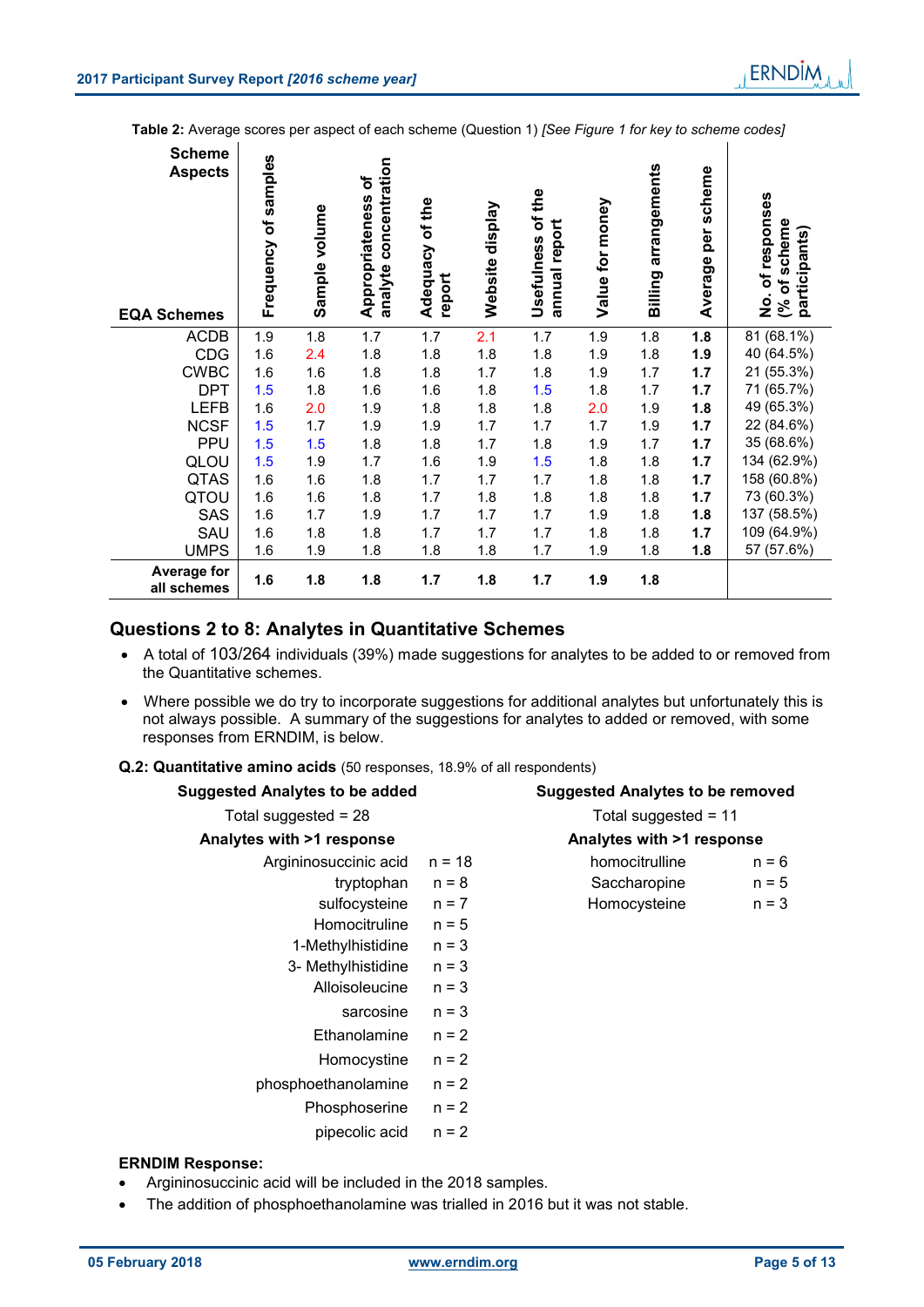**Table 2:** Average scores per aspect of each scheme (Question 1) *[See Figure 1 for key to scheme codes]*

| Scheme Aspects / EQA Schemes | Frequency of samples | Sample volume | Appropriateness of analyte concentration | Adequacy of the report | Website display | Usefulness of the annual report | Value for money | Billing arrangements | Average per scheme | No. of responses (% of scheme participants) |
|---|---|---|---|---|---|---|---|---|---|---|
| ACDB | 1.9 | 1.8 | 1.7 | 1.7 | 2.1 | 1.7 | 1.9 | 1.8 | **1.8** | 81 (68.1%) |
| CDG | 1.6 | 2.4 | 1.8 | 1.8 | 1.8 | 1.8 | 1.9 | 1.8 | **1.9** | 40 (64.5%) |
| CWBC | 1.6 | 1.6 | 1.8 | 1.8 | 1.7 | 1.8 | 1.9 | 1.7 | **1.7** | 21 (55.3%) |
| DPT | 1.5 | 1.8 | 1.6 | 1.6 | 1.8 | 1.5 | 1.8 | 1.7 | **1.7** | 71 (65.7%) |
| LEFB | 1.6 | 2.0 | 1.9 | 1.8 | 1.8 | 1.8 | 2.0 | 1.9 | **1.8** | 49 (65.3%) |
| NCSF | 1.5 | 1.7 | 1.9 | 1.9 | 1.7 | 1.7 | 1.7 | 1.9 | **1.7** | 22 (84.6%) |
| PPU | 1.5 | 1.5 | 1.8 | 1.8 | 1.7 | 1.8 | 1.9 | 1.7 | **1.7** | 35 (68.6%) |
| QLOU | 1.5 | 1.9 | 1.7 | 1.6 | 1.9 | 1.5 | 1.8 | 1.8 | **1.7** | 134 (62.9%) |
| QTAS | 1.6 | 1.6 | 1.8 | 1.7 | 1.7 | 1.7 | 1.8 | 1.8 | **1.7** | 158 (60.8%) |
| QTOU | 1.6 | 1.6 | 1.8 | 1.7 | 1.8 | 1.8 | 1.8 | 1.8 | **1.7** | 73 (60.3%) |
| SAS | 1.6 | 1.7 | 1.9 | 1.7 | 1.7 | 1.8 | 1.9 | 1.8 | **1.8** | 137 (58.5%) |
| SAU | 1.6 | 1.8 | 1.8 | 1.7 | 1.7 | 1.7 | 1.8 | 1.8 | **1.7** | 109 (64.9%) |
| UMPS | 1.6 | 1.9 | 1.8 | 1.8 | 1.8 | 1.7 | 1.9 | 1.8 | **1.8** | 57 (57.6%) |
| **Average for all schemes** | **1.6** | **1.8** | **1.8** | **1.7** | **1.8** | **1.7** | **1.9** | **1.8** | | |

## Questions 2 to 8: Analytes in Quantitative Schemes

- A total of 103/264 individuals (39%) made suggestions for analytes to be added to or removed from the Quantitative schemes.
- Where possible we do try to incorporate suggestions for additional analytes but unfortunately this is not always possible. A summary of the suggestions for analytes to added or removed, with some responses from ERNDIM, is below.

### Q.2: Quantitative amino acids (50 responses, 18.9% of all respondents)

**Suggested Analytes to be added**

Total suggested = 28

**Analytes with >1 response**

| Analyte | n |
|---|---|
| Argininosuccinic acid | n = 18 |
| tryptophan | n = 8 |
| sulfocysteine | n = 7 |
| Homocitruline | n = 5 |
| 1-Methylhistidine | n = 3 |
| 3- Methylhistidine | n = 3 |
| Alloisoleucine | n = 3 |
| sarcosine | n = 3 |
| Ethanolamine | n = 2 |
| Homocystine | n = 2 |
| phosphoethanolamine | n = 2 |
| Phosphoserine | n = 2 |
| pipecolic acid | n = 2 |

**Suggested Analytes to be removed**

Total suggested = 11

**Analytes with >1 response**

| Analyte | n |
|---|---|
| homocitrulline | n = 6 |
| Saccharopine | n = 5 |
| Homocysteine | n = 3 |

**ERNDIM Response:**

- Argininosuccinic acid will be included in the 2018 samples.
- The addition of phosphoethanolamine was trialled in 2016 but it was not stable.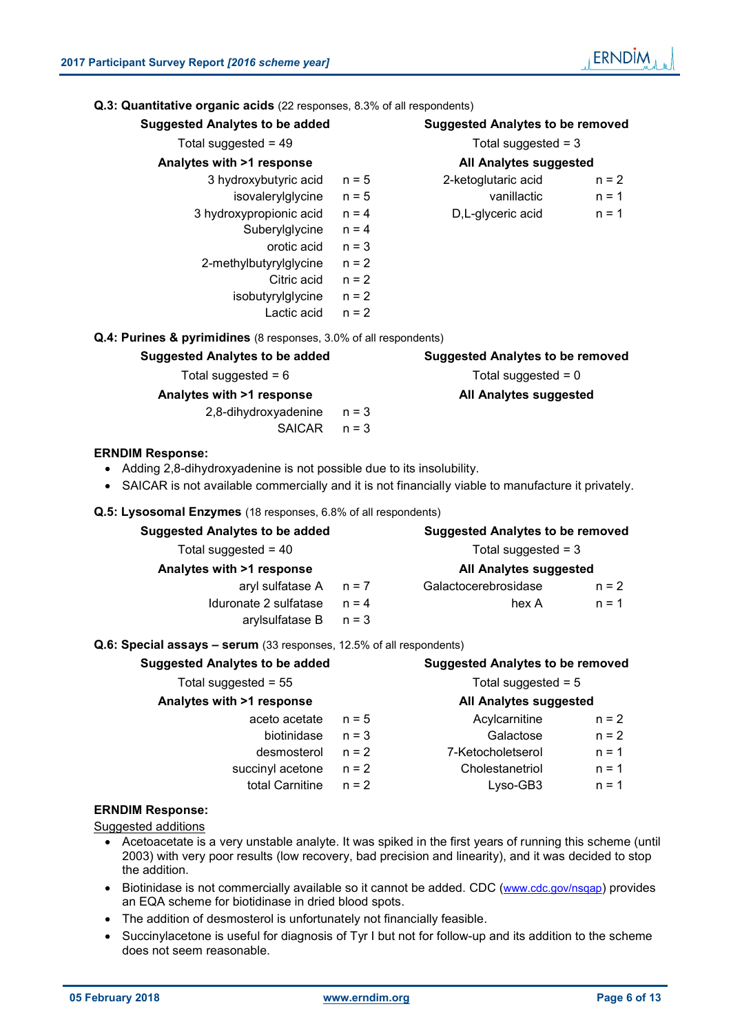**Q.3: Quantitative organic acids** (22 responses, 8.3% of all respondents)

| Suggested Analytes to be added | | Suggested Analytes to be removed | |
|---|---|---|---|
| Total suggested = 49 | | Total suggested = 3 | |
| **Analytes with >1 response** | | **All Analytes suggested** | |
| 3 hydroxybutyric acid | n = 5 | 2-ketoglutaric acid | n = 2 |
| isovalerylglycine | n = 5 | vanillactic | n = 1 |
| 3 hydroxypropionic acid | n = 4 | D,L-glyceric acid | n = 1 |
| Suberylglycine | n = 4 | | |
| orotic acid | n = 3 | | |
| 2-methylbutyrylglycine | n = 2 | | |
| Citric acid | n = 2 | | |
| isobutyrylglycine | n = 2 | | |
| Lactic acid | n = 2 | | |

**Q.4: Purines & pyrimidines** (8 responses, 3.0% of all respondents)

| Suggested Analytes to be added | | Suggested Analytes to be removed | |
|---|---|---|---|
| Total suggested = 6 | | Total suggested = 0 | |
| **Analytes with >1 response** | | **All Analytes suggested** | |
| 2,8-dihydroxyadenine | n = 3 | | |
| SAICAR | n = 3 | | |

**ERNDIM Response:**

- Adding 2,8-dihydroxyadenine is not possible due to its insolubility.
- SAICAR is not available commercially and it is not financially viable to manufacture it privately.

**Q.5: Lysosomal Enzymes** (18 responses, 6.8% of all respondents)

| Suggested Analytes to be added | | Suggested Analytes to be removed | |
|---|---|---|---|
| Total suggested = 40 | | Total suggested = 3 | |
| **Analytes with >1 response** | | **All Analytes suggested** | |
| aryl sulfatase A | n = 7 | Galactocerebrosidase | n = 2 |
| Iduronate 2 sulfatase | n = 4 | hex A | n = 1 |
| arylsulfatase B | n = 3 | | |

**Q.6: Special assays – serum** (33 responses, 12.5% of all respondents)

| Suggested Analytes to be added | | Suggested Analytes to be removed | |
|---|---|---|---|
| Total suggested = 55 | | Total suggested = 5 | |
| **Analytes with >1 response** | | **All Analytes suggested** | |
| aceto acetate | n = 5 | Acylcarnitine | n = 2 |
| biotinidase | n = 3 | Galactose | n = 2 |
| desmosterol | n = 2 | 7-Ketocholetserol | n = 1 |
| succinyl acetone | n = 2 | Cholestanetriol | n = 1 |
| total Carnitine | n = 2 | Lyso-GB3 | n = 1 |

**ERNDIM Response:**

Suggested additions

- Acetoacetate is a very unstable analyte. It was spiked in the first years of running this scheme (until 2003) with very poor results (low recovery, bad precision and linearity), and it was decided to stop the addition.
- Biotinidase is not commercially available so it cannot be added. CDC (www.cdc.gov/nsqap) provides an EQA scheme for biotinidase in dried blood spots.
- The addition of desmosterol is unfortunately not financially feasible.
- Succinylacetone is useful for diagnosis of Tyr I but not for follow-up and its addition to the scheme does not seem reasonable.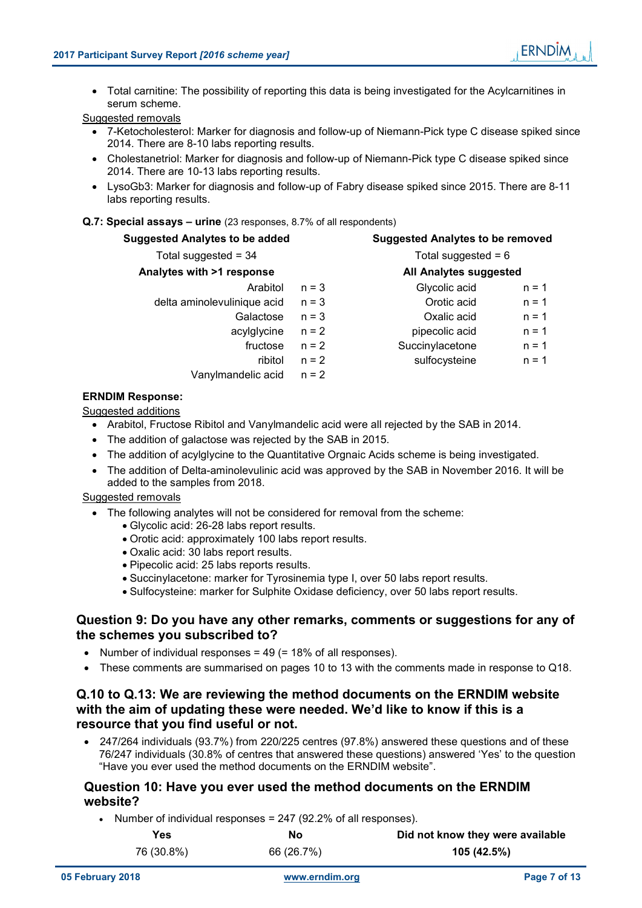- Total carnitine: The possibility of reporting this data is being investigated for the Acylcarnitines in serum scheme.

Suggested removals

- 7-Ketocholesterol: Marker for diagnosis and follow-up of Niemann-Pick type C disease spiked since 2014. There are 8-10 labs reporting results.
- Cholestanetriol: Marker for diagnosis and follow-up of Niemann-Pick type C disease spiked since 2014. There are 10-13 labs reporting results.
- LysoGb3: Marker for diagnosis and follow-up of Fabry disease spiked since 2015. There are 8-11 labs reporting results.

**Q.7: Special assays – urine** (23 responses, 8.7% of all respondents)

| Suggested Analytes to be added | | Suggested Analytes to be removed | |
|---|---|---|---|
| Total suggested = 34 | | Total suggested = 6 | |
| **Analytes with >1 response** | | **All Analytes suggested** | |
| Arabitol | n = 3 | Glycolic acid | n = 1 |
| delta aminolevulinique acid | n = 3 | Orotic acid | n = 1 |
| Galactose | n = 3 | Oxalic acid | n = 1 |
| acylglycine | n = 2 | pipecolic acid | n = 1 |
| fructose | n = 2 | Succinylacetone | n = 1 |
| ribitol | n = 2 | sulfocysteine | n = 1 |
| Vanylmandelic acid | n = 2 | | |

**ERNDIM Response:**

Suggested additions

- Arabitol, Fructose Ribitol and Vanylmandelic acid were all rejected by the SAB in 2014.
- The addition of galactose was rejected by the SAB in 2015.
- The addition of acylglycine to the Quantitative Orgnaic Acids scheme is being investigated.
- The addition of Delta-aminolevulinic acid was approved by the SAB in November 2016. It will be added to the samples from 2018.

Suggested removals

- The following analytes will not be considered for removal from the scheme:
  - Glycolic acid: 26-28 labs report results.
  - Orotic acid: approximately 100 labs report results.
  - Oxalic acid: 30 labs report results.
  - Pipecolic acid: 25 labs reports results.
  - Succinylacetone: marker for Tyrosinemia type I, over 50 labs report results.
  - Sulfocysteine: marker for Sulphite Oxidase deficiency, over 50 labs report results.

## Question 9: Do you have any other remarks, comments or suggestions for any of the schemes you subscribed to?

- Number of individual responses = 49 (= 18% of all responses).
- These comments are summarised on pages 10 to 13 with the comments made in response to Q18.

## Q.10 to Q.13: We are reviewing the method documents on the ERNDIM website with the aim of updating these were needed. We'd like to know if this is a resource that you find useful or not.

- 247/264 individuals (93.7%) from 220/225 centres (97.8%) answered these questions and of these 76/247 individuals (30.8% of centres that answered these questions) answered 'Yes' to the question "Have you ever used the method documents on the ERNDIM website".

## Question 10: Have you ever used the method documents on the ERNDIM website?

- Number of individual responses = 247 (92.2% of all responses).

| Yes | No | Did not know they were available |
|---|---|---|
| 76 (30.8%) | 66 (26.7%) | **105 (42.5%)** |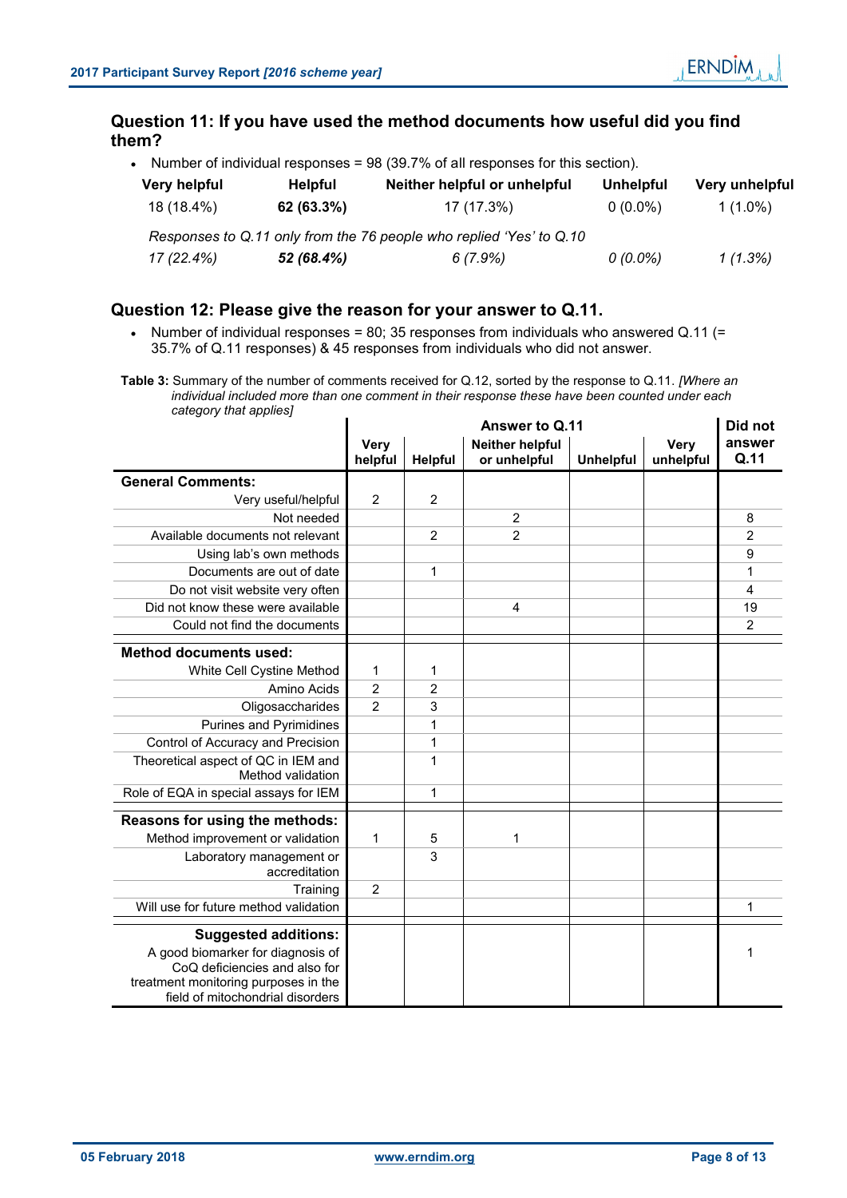## Question 11: If you have used the method documents how useful did you find them?

- Number of individual responses = 98 (39.7% of all responses for this section).

| Very helpful | Helpful | Neither helpful or unhelpful | Unhelpful | Very unhelpful |
|---|---|---|---|---|
| 18 (18.4%) | **62 (63.3%)** | 17 (17.3%) | 0 (0.0%) | 1 (1.0%) |
| *Responses to Q.11 only from the 76 people who replied 'Yes' to Q.10* | | | | |
| *17 (22.4%)* | ***52 (68.4%)*** | *6 (7.9%)* | *0 (0.0%)* | *1 (1.3%)* |

## Question 12: Please give the reason for your answer to Q.11.

- Number of individual responses = 80; 35 responses from individuals who answered Q.11 (= 35.7% of Q.11 responses) & 45 responses from individuals who did not answer.

**Table 3:** Summary of the number of comments received for Q.12, sorted by the response to Q.11. *[Where an individual included more than one comment in their response these have been counted under each category that applies]*

| | Answer to Q.11 | | | | | Did not answer Q.11 |
|---|---|---|---|---|---|---|
| | Very helpful | Helpful | Neither helpful or unhelpful | Unhelpful | Very unhelpful | |
| **General Comments:** | | | | | | |
| Very useful/helpful | 2 | 2 | | | | |
| Not needed | | | 2 | | | 8 |
| Available documents not relevant | | 2 | 2 | | | 2 |
| Using lab's own methods | | | | | | 9 |
| Documents are out of date | | 1 | | | | 1 |
| Do not visit website very often | | | | | | 4 |
| Did not know these were available | | | 4 | | | 19 |
| Could not find the documents | | | | | | 2 |
| **Method documents used:** | | | | | | |
| White Cell Cystine Method | 1 | 1 | | | | |
| Amino Acids | 2 | 2 | | | | |
| Oligosaccharides | 2 | 3 | | | | |
| Purines and Pyrimidines | | 1 | | | | |
| Control of Accuracy and Precision | | 1 | | | | |
| Theoretical aspect of QC in IEM and Method validation | | 1 | | | | |
| Role of EQA in special assays for IEM | | 1 | | | | |
| **Reasons for using the methods:** | | | | | | |
| Method improvement or validation | 1 | 5 | 1 | | | |
| Laboratory management or accreditation | | 3 | | | | |
| Training | 2 | | | | | |
| Will use for future method validation | | | | | | 1 |
| **Suggested additions:** | | | | | | |
| A good biomarker for diagnosis of CoQ deficiencies and also for treatment monitoring purposes in the field of mitochondrial disorders | | | | | | 1 |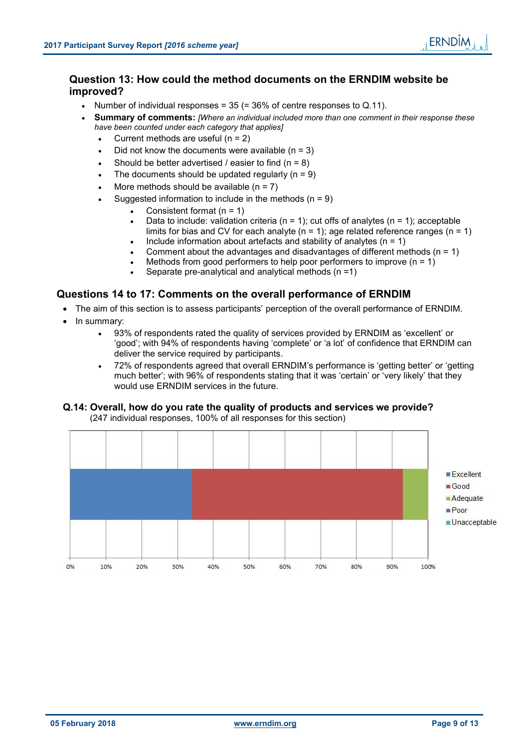## Question 13: How could the method documents on the ERNDIM website be improved?

- Number of individual responses = 35 (= 36% of centre responses to Q.11).
- **Summary of comments:** *[Where an individual included more than one comment in their response these have been counted under each category that applies]*
  - Current methods are useful (n = 2)
  - Did not know the documents were available (n = 3)
  - Should be better advertised / easier to find (n = 8)
  - The documents should be updated regularly (n = 9)
  - More methods should be available (n = 7)
  - Suggested information to include in the methods (n = 9)
    - Consistent format (n = 1)
    - Data to include: validation criteria (n = 1); cut offs of analytes (n = 1); acceptable limits for bias and CV for each analyte (n = 1); age related reference ranges (n = 1)
    - Include information about artefacts and stability of analytes (n = 1)
    - Comment about the advantages and disadvantages of different methods (n = 1)
    - Methods from good performers to help poor performers to improve (n = 1)
    - Separate pre-analytical and analytical methods (n =1)

## Questions 14 to 17: Comments on the overall performance of ERNDIM

- The aim of this section is to assess participants' perception of the overall performance of ERNDIM.
- In summary:
  - 93% of respondents rated the quality of services provided by ERNDIM as 'excellent' or 'good'; with 94% of respondents having 'complete' or 'a lot' of confidence that ERNDIM can deliver the service required by participants.
  - 72% of respondents agreed that overall ERNDIM's performance is 'getting better' or 'getting much better'; with 96% of respondents stating that it was 'certain' or 'very likely' that they would use ERNDIM services in the future.

### Q.14: Overall, how do you rate the quality of products and services we provide?

(247 individual responses, 100% of all responses for this section)

Legend: Excellent, Good, Adequate, Poor, Unacceptable

0% 10% 20% 30% 40% 50% 60% 70% 80% 90% 100%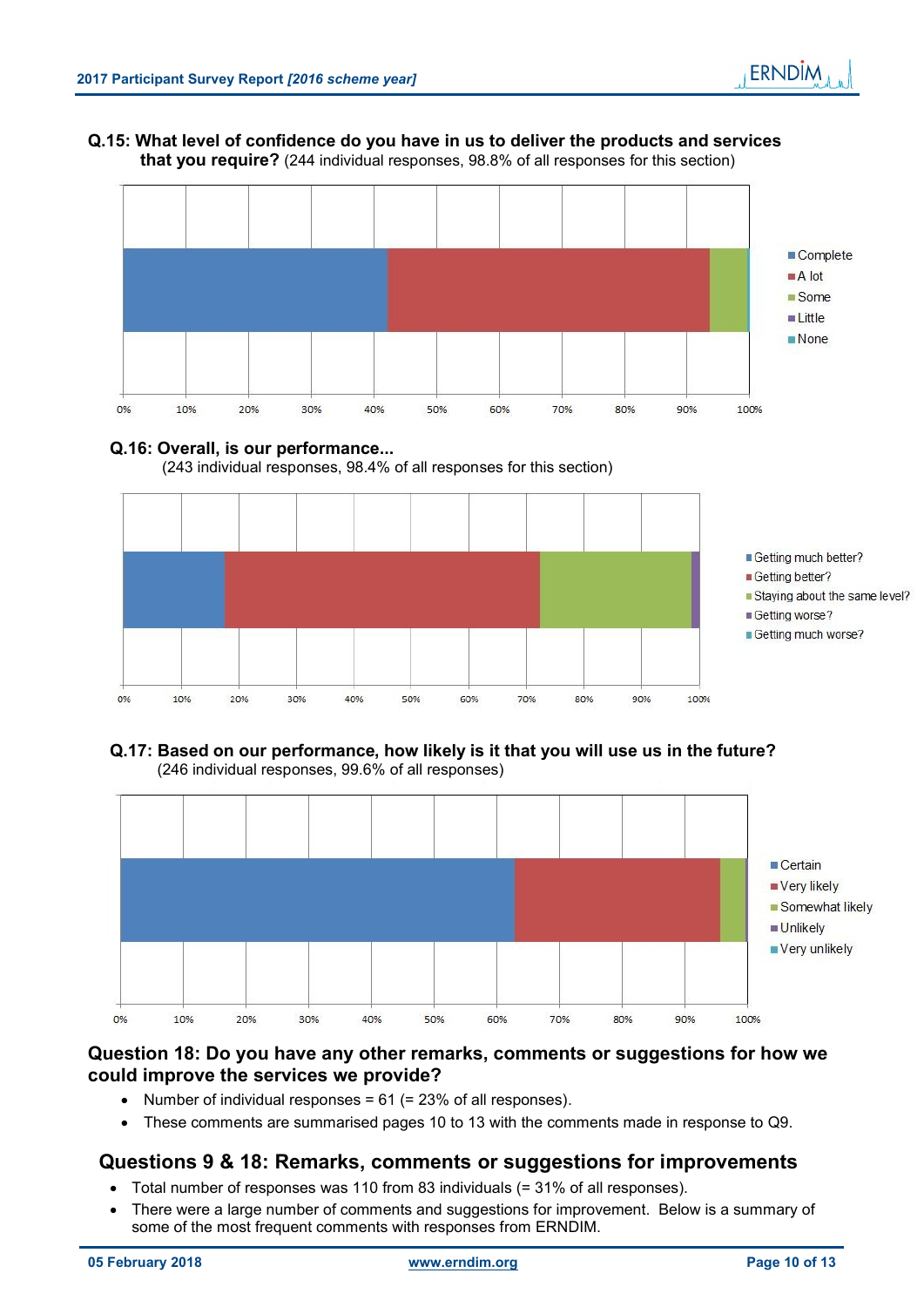**Q.15: What level of confidence do you have in us to deliver the products and services that you require?** (244 individual responses, 98.8% of all responses for this section)

**Q.16: Overall, is our performance...**
(243 individual responses, 98.4% of all responses for this section)

**Q.17: Based on our performance, how likely is it that you will use us in the future?**
(246 individual responses, 99.6% of all responses)

## Question 18: Do you have any other remarks, comments or suggestions for how we could improve the services we provide?

- Number of individual responses = 61 (= 23% of all responses).
- These comments are summarised pages 10 to 13 with the comments made in response to Q9.

## Questions 9 & 18: Remarks, comments or suggestions for improvements

- Total number of responses was 110 from 83 individuals (= 31% of all responses).
- There were a large number of comments and suggestions for improvement. Below is a summary of some of the most frequent comments with responses from ERNDIM.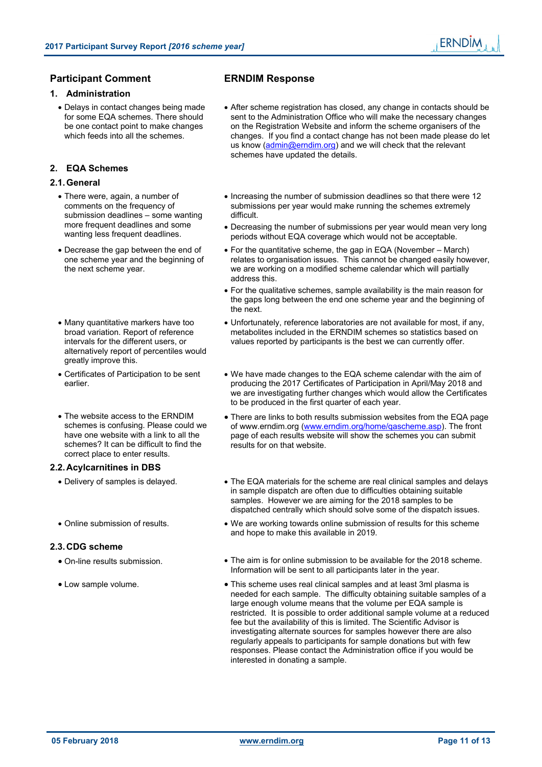| Participant Comment | ERNDIM Response |
|---|---|
| **1. Administration** | |
| • Delays in contact changes being made for some EQA schemes. There should be one contact point to make changes which feeds into all the schemes. | • After scheme registration has closed, any change in contacts should be sent to the Administration Office who will make the necessary changes on the Registration Website and inform the scheme organisers of the changes. If you find a contact change has not been made please do let us know (admin@erndim.org) and we will check that the relevant schemes have updated the details. |
| **2. EQA Schemes** | |
| **2.1. General** | |
| • There were, again, a number of comments on the frequency of submission deadlines – some wanting more frequent deadlines and some wanting less frequent deadlines. | • Increasing the number of submission deadlines so that there were 12 submissions per year would make running the schemes extremely difficult.<br>• Decreasing the number of submissions per year would mean very long periods without EQA coverage which would not be acceptable. |
| • Decrease the gap between the end of one scheme year and the beginning of the next scheme year. | • For the quantitative scheme, the gap in EQA (November – March) relates to organisation issues. This cannot be changed easily however, we are working on a modified scheme calendar which will partially address this.<br>• For the qualitative schemes, sample availability is the main reason for the gaps long between the end one scheme year and the beginning of the next. |
| • Many quantitative markers have too broad variation. Report of reference intervals for the different users, or alternatively report of percentiles would greatly improve this. | • Unfortunately, reference laboratories are not available for most, if any, metabolites included in the ERNDIM schemes so statistics based on values reported by participants is the best we can currently offer. |
| • Certificates of Participation to be sent earlier. | • We have made changes to the EQA scheme calendar with the aim of producing the 2017 Certificates of Participation in April/May 2018 and we are investigating further changes which would allow the Certificates to be produced in the first quarter of each year. |
| • The website access to the ERNDIM schemes is confusing. Please could we have one website with a link to all the schemes? It can be difficult to find the correct place to enter results. | • There are links to both results submission websites from the EQA page of www.erndim.org (www.erndim.org/home/qascheme.asp). The front page of each results website will show the schemes you can submit results for on that website. |
| **2.2. Acylcarnitines in DBS** | |
| • Delivery of samples is delayed. | • The EQA materials for the scheme are real clinical samples and delays in sample dispatch are often due to difficulties obtaining suitable samples. However we are aiming for the 2018 samples to be dispatched centrally which should solve some of the dispatch issues. |
| • Online submission of results. | • We are working towards online submission of results for this scheme and hope to make this available in 2019. |
| **2.3. CDG scheme** | |
| • On-line results submission. | • The aim is for online submission to be available for the 2018 scheme. Information will be sent to all participants later in the year. |
| • Low sample volume. | • This scheme uses real clinical samples and at least 3ml plasma is needed for each sample. The difficulty obtaining suitable samples of a large enough volume means that the volume per EQA sample is restricted. It is possible to order additional sample volume at a reduced fee but the availability of this is limited. The Scientific Advisor is investigating alternate sources for samples however there are also regularly appeals to participants for sample donations but with few responses. Please contact the Administration office if you would be interested in donating a sample. |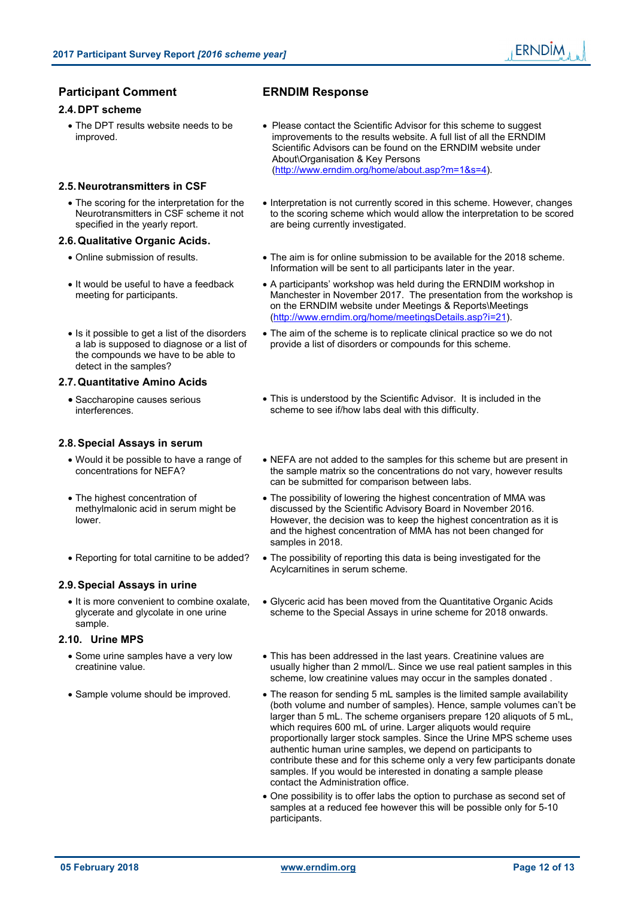| Participant Comment | ERNDIM Response |
| --- | --- |
| **2.4. DPT scheme** | |
| • The DPT results website needs to be improved. | • Please contact the Scientific Advisor for this scheme to suggest improvements to the results website. A full list of all the ERNDIM Scientific Advisors can be found on the ERNDIM website under About\Organisation & Key Persons (http://www.erndim.org/home/about.asp?m=1&s=4). |
| **2.5. Neurotransmitters in CSF** | |
| • The scoring for the interpretation for the Neurotransmitters in CSF scheme it not specified in the yearly report. | • Interpretation is not currently scored in this scheme. However, changes to the scoring scheme which would allow the interpretation to be scored are being currently investigated. |
| **2.6. Qualitative Organic Acids.** | |
| • Online submission of results. | • The aim is for online submission to be available for the 2018 scheme. Information will be sent to all participants later in the year. |
| • It would be useful to have a feedback meeting for participants. | • A participants' workshop was held during the ERNDIM workshop in Manchester in November 2017. The presentation from the workshop is on the ERNDIM website under Meetings & Reports\Meetings (http://www.erndim.org/home/meetingsDetails.asp?i=21). |
| • Is it possible to get a list of the disorders a lab is supposed to diagnose or a list of the compounds we have to be able to detect in the samples? | • The aim of the scheme is to replicate clinical practice so we do not provide a list of disorders or compounds for this scheme. |
| **2.7. Quantitative Amino Acids** | |
| • Saccharopine causes serious interferences. | • This is understood by the Scientific Advisor. It is included in the scheme to see if/how labs deal with this difficulty. |
| **2.8. Special Assays in serum** | |
| • Would it be possible to have a range of concentrations for NEFA? | • NEFA are not added to the samples for this scheme but are present in the sample matrix so the concentrations do not vary, however results can be submitted for comparison between labs. |
| • The highest concentration of methylmalonic acid in serum might be lower. | • The possibility of lowering the highest concentration of MMA was discussed by the Scientific Advisory Board in November 2016. However, the decision was to keep the highest concentration as it is and the highest concentration of MMA has not been changed for samples in 2018. |
| • Reporting for total carnitine to be added? | • The possibility of reporting this data is being investigated for the Acylcarnitines in serum scheme. |
| **2.9. Special Assays in urine** | |
| • It is more convenient to combine oxalate, glycerate and glycolate in one urine sample. | • Glyceric acid has been moved from the Quantitative Organic Acids scheme to the Special Assays in urine scheme for 2018 onwards. |
| **2.10. Urine MPS** | |
| • Some urine samples have a very low creatinine value. | • This has been addressed in the last years. Creatinine values are usually higher than 2 mmol/L. Since we use real patient samples in this scheme, low creatinine values may occur in the samples donated . |
| • Sample volume should be improved. | • The reason for sending 5 mL samples is the limited sample availability (both volume and number of samples). Hence, sample volumes can't be larger than 5 mL. The scheme organisers prepare 120 aliquots of 5 mL, which requires 600 mL of urine. Larger aliquots would require proportionally larger stock samples. Since the Urine MPS scheme uses authentic human urine samples, we depend on participants to contribute these and for this scheme only a very few participants donate samples. If you would be interested in donating a sample please contact the Administration office.<br>• One possibility is to offer labs the option to purchase as second set of samples at a reduced fee however this will be possible only for 5-10 participants. |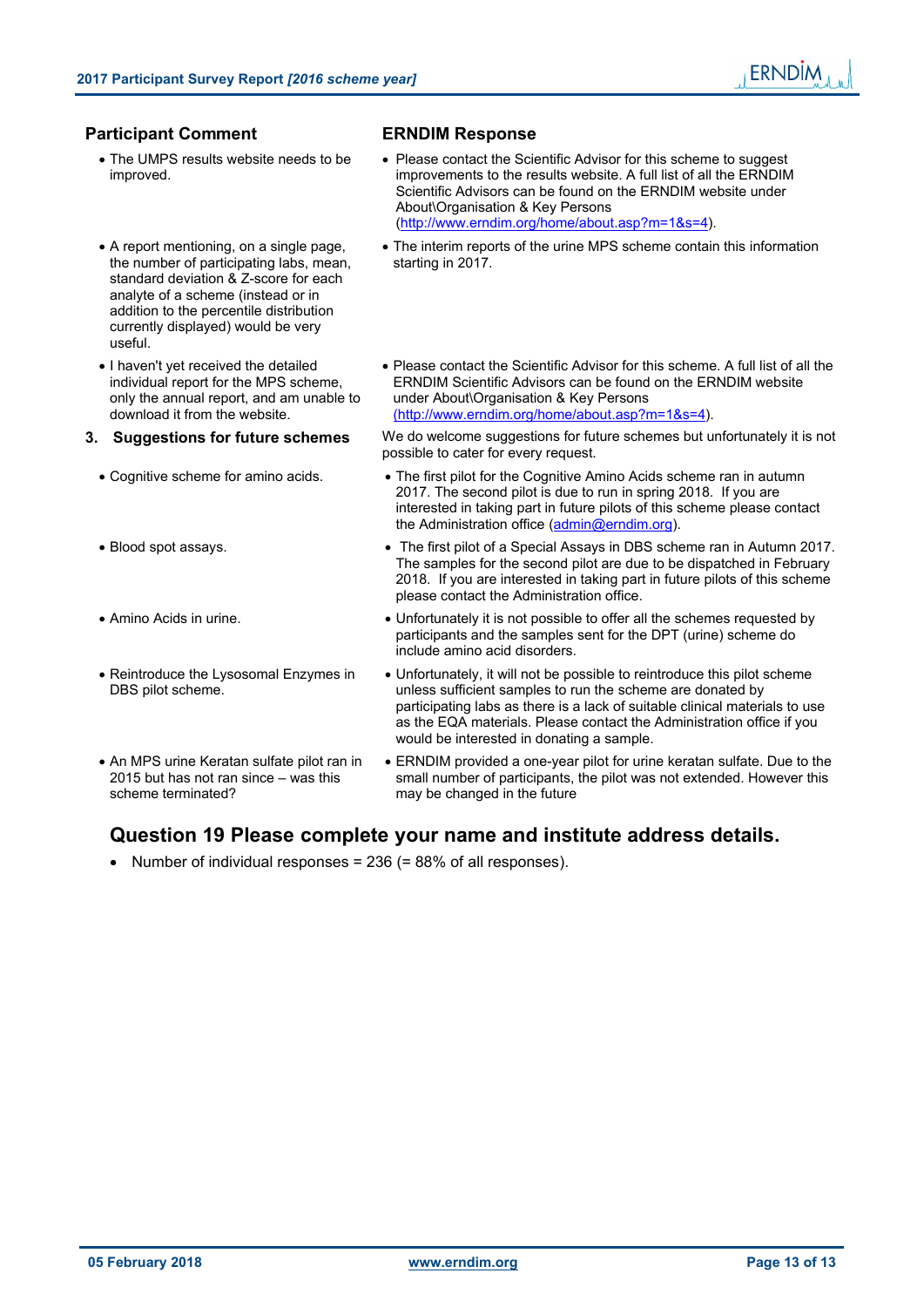| Participant Comment | ERNDIM Response |
| --- | --- |
| • The UMPS results website needs to be improved. | • Please contact the Scientific Advisor for this scheme to suggest improvements to the results website. A full list of all the ERNDIM Scientific Advisors can be found on the ERNDIM website under About\Organisation & Key Persons (http://www.erndim.org/home/about.asp?m=1&s=4). |
| • A report mentioning, on a single page, the number of participating labs, mean, standard deviation & Z-score for each analyte of a scheme (instead or in addition to the percentile distribution currently displayed) would be very useful. | • The interim reports of the urine MPS scheme contain this information starting in 2017. |
| • I haven't yet received the detailed individual report for the MPS scheme, only the annual report, and am unable to download it from the website. | • Please contact the Scientific Advisor for this scheme. A full list of all the ERNDIM Scientific Advisors can be found on the ERNDIM website under About\Organisation & Key Persons (http://www.erndim.org/home/about.asp?m=1&s=4). |
| **3. Suggestions for future schemes** | We do welcome suggestions for future schemes but unfortunately it is not possible to cater for every request. |
| • Cognitive scheme for amino acids. | • The first pilot for the Cognitive Amino Acids scheme ran in autumn 2017. The second pilot is due to run in spring 2018. If you are interested in taking part in future pilots of this scheme please contact the Administration office (admin@erndim.org). |
| • Blood spot assays. | • The first pilot of a Special Assays in DBS scheme ran in Autumn 2017. The samples for the second pilot are due to be dispatched in February 2018. If you are interested in taking part in future pilots of this scheme please contact the Administration office. |
| • Amino Acids in urine. | • Unfortunately it is not possible to offer all the schemes requested by participants and the samples sent for the DPT (urine) scheme do include amino acid disorders. |
| • Reintroduce the Lysosomal Enzymes in DBS pilot scheme. | • Unfortunately, it will not be possible to reintroduce this pilot scheme unless sufficient samples to run the scheme are donated by participating labs as there is a lack of suitable clinical materials to use as the EQA materials. Please contact the Administration office if you would be interested in donating a sample. |
| • An MPS urine Keratan sulfate pilot ran in 2015 but has not ran since – was this scheme terminated? | • ERNDIM provided a one-year pilot for urine keratan sulfate. Due to the small number of participants, the pilot was not extended. However this may be changed in the future |

## Question 19 Please complete your name and institute address details.

- Number of individual responses = 236 (= 88% of all responses).